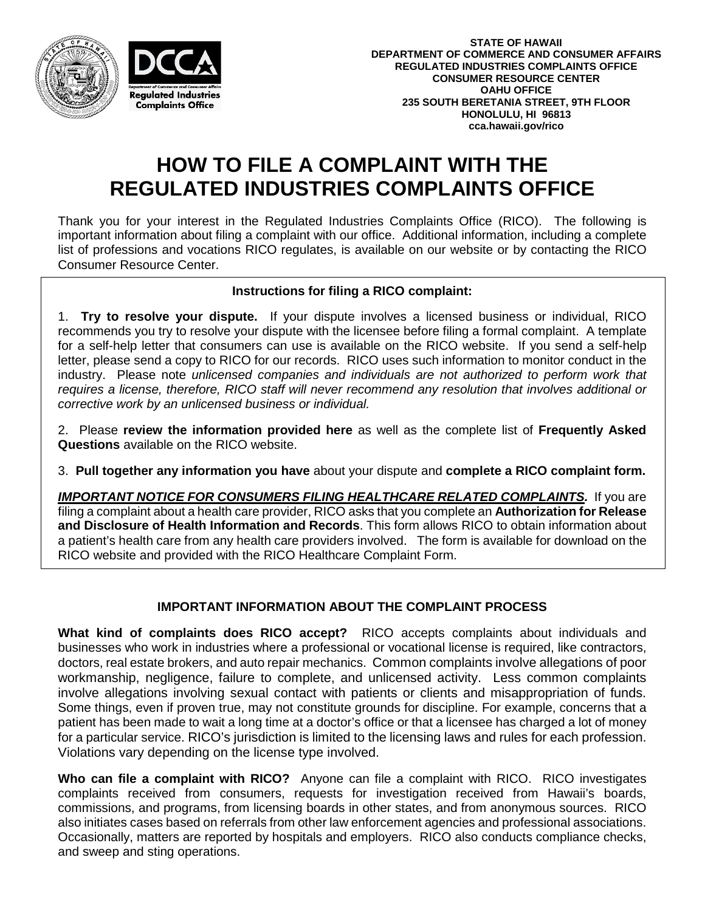**STATE OF HAWAII**
**DEPARTMENT OF COMMERCE AND CONSUMER AFFAIRS**
**REGULATED INDUSTRIES COMPLAINTS OFFICE**
**CONSUMER RESOURCE CENTER**
**OAHU OFFICE**
**235 SOUTH BERETANIA STREET, 9TH FLOOR**
**HONOLULU, HI 96813**
**cca.hawaii.gov/rico**

# HOW TO FILE A COMPLAINT WITH THE REGULATED INDUSTRIES COMPLAINTS OFFICE

Thank you for your interest in the Regulated Industries Complaints Office (RICO). The following is important information about filing a complaint with our office. Additional information, including a complete list of professions and vocations RICO regulates, is available on our website or by contacting the RICO Consumer Resource Center.

### Instructions for filing a RICO complaint:

1. **Try to resolve your dispute.** If your dispute involves a licensed business or individual, RICO recommends you try to resolve your dispute with the licensee before filing a formal complaint. A template for a self-help letter that consumers can use is available on the RICO website. If you send a self-help letter, please send a copy to RICO for our records. RICO uses such information to monitor conduct in the industry. Please note *unlicensed companies and individuals are not authorized to perform work that requires a license, therefore, RICO staff will never recommend any resolution that involves additional or corrective work by an unlicensed business or individual.*

2. Please **review the information provided here** as well as the complete list of **Frequently Asked Questions** available on the RICO website.

3. **Pull together any information you have** about your dispute and **complete a RICO complaint form.**

***IMPORTANT NOTICE FOR CONSUMERS FILING HEALTHCARE RELATED COMPLAINTS.*** If you are filing a complaint about a health care provider, RICO asks that you complete an **Authorization for Release and Disclosure of Health Information and Records**. This form allows RICO to obtain information about a patient's health care from any health care providers involved. The form is available for download on the RICO website and provided with the RICO Healthcare Complaint Form.

## IMPORTANT INFORMATION ABOUT THE COMPLAINT PROCESS

**What kind of complaints does RICO accept?** RICO accepts complaints about individuals and businesses who work in industries where a professional or vocational license is required, like contractors, doctors, real estate brokers, and auto repair mechanics. Common complaints involve allegations of poor workmanship, negligence, failure to complete, and unlicensed activity. Less common complaints involve allegations involving sexual contact with patients or clients and misappropriation of funds. Some things, even if proven true, may not constitute grounds for discipline. For example, concerns that a patient has been made to wait a long time at a doctor's office or that a licensee has charged a lot of money for a particular service. RICO's jurisdiction is limited to the licensing laws and rules for each profession. Violations vary depending on the license type involved.

**Who can file a complaint with RICO?** Anyone can file a complaint with RICO. RICO investigates complaints received from consumers, requests for investigation received from Hawaii's boards, commissions, and programs, from licensing boards in other states, and from anonymous sources. RICO also initiates cases based on referrals from other law enforcement agencies and professional associations. Occasionally, matters are reported by hospitals and employers. RICO also conducts compliance checks, and sweep and sting operations.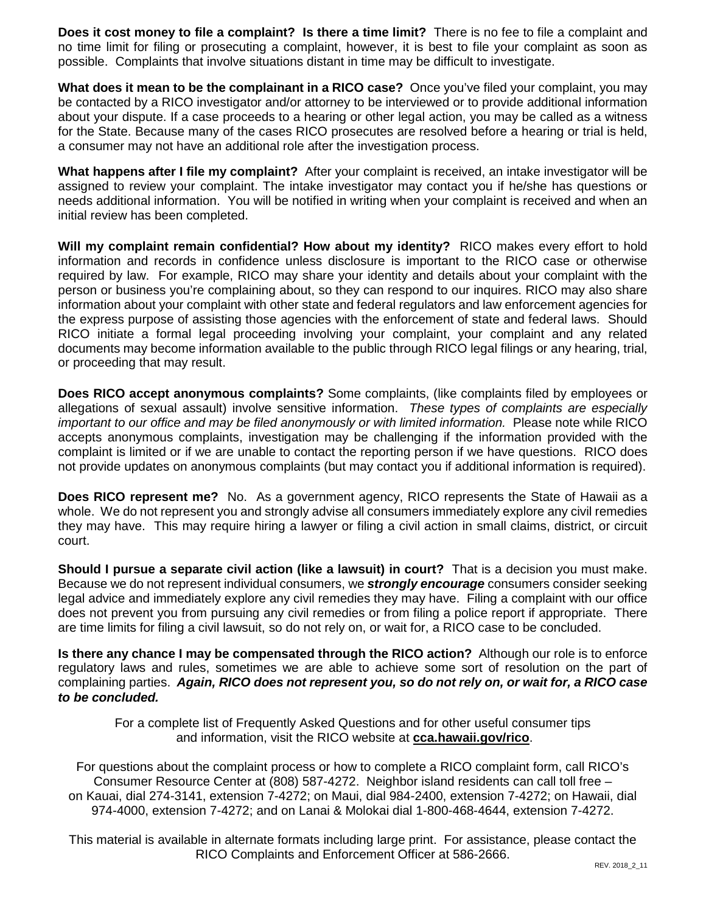**Does it cost money to file a complaint? Is there a time limit?** There is no fee to file a complaint and no time limit for filing or prosecuting a complaint, however, it is best to file your complaint as soon as possible. Complaints that involve situations distant in time may be difficult to investigate.

**What does it mean to be the complainant in a RICO case?** Once you've filed your complaint, you may be contacted by a RICO investigator and/or attorney to be interviewed or to provide additional information about your dispute. If a case proceeds to a hearing or other legal action, you may be called as a witness for the State. Because many of the cases RICO prosecutes are resolved before a hearing or trial is held, a consumer may not have an additional role after the investigation process.

**What happens after I file my complaint?** After your complaint is received, an intake investigator will be assigned to review your complaint. The intake investigator may contact you if he/she has questions or needs additional information. You will be notified in writing when your complaint is received and when an initial review has been completed.

**Will my complaint remain confidential? How about my identity?** RICO makes every effort to hold information and records in confidence unless disclosure is important to the RICO case or otherwise required by law. For example, RICO may share your identity and details about your complaint with the person or business you're complaining about, so they can respond to our inquires. RICO may also share information about your complaint with other state and federal regulators and law enforcement agencies for the express purpose of assisting those agencies with the enforcement of state and federal laws. Should RICO initiate a formal legal proceeding involving your complaint, your complaint and any related documents may become information available to the public through RICO legal filings or any hearing, trial, or proceeding that may result.

**Does RICO accept anonymous complaints?** Some complaints, (like complaints filed by employees or allegations of sexual assault) involve sensitive information. *These types of complaints are especially important to our office and may be filed anonymously or with limited information.* Please note while RICO accepts anonymous complaints, investigation may be challenging if the information provided with the complaint is limited or if we are unable to contact the reporting person if we have questions. RICO does not provide updates on anonymous complaints (but may contact you if additional information is required).

**Does RICO represent me?** No. As a government agency, RICO represents the State of Hawaii as a whole. We do not represent you and strongly advise all consumers immediately explore any civil remedies they may have. This may require hiring a lawyer or filing a civil action in small claims, district, or circuit court.

**Should I pursue a separate civil action (like a lawsuit) in court?** That is a decision you must make. Because we do not represent individual consumers, we ***strongly encourage*** consumers consider seeking legal advice and immediately explore any civil remedies they may have. Filing a complaint with our office does not prevent you from pursuing any civil remedies or from filing a police report if appropriate. There are time limits for filing a civil lawsuit, so do not rely on, or wait for, a RICO case to be concluded.

**Is there any chance I may be compensated through the RICO action?** Although our role is to enforce regulatory laws and rules, sometimes we are able to achieve some sort of resolution on the part of complaining parties. ***Again, RICO does not represent you, so do not rely on, or wait for, a RICO case to be concluded.***

For a complete list of Frequently Asked Questions and for other useful consumer tips and information, visit the RICO website at **cca.hawaii.gov/rico**.

For questions about the complaint process or how to complete a RICO complaint form, call RICO's Consumer Resource Center at (808) 587-4272. Neighbor island residents can call toll free – on Kauai, dial 274-3141, extension 7-4272; on Maui, dial 984-2400, extension 7-4272; on Hawaii, dial 974-4000, extension 7-4272; and on Lanai & Molokai dial 1-800-468-4644, extension 7-4272.

This material is available in alternate formats including large print. For assistance, please contact the RICO Complaints and Enforcement Officer at 586-2666.

REV. 2018_2_11